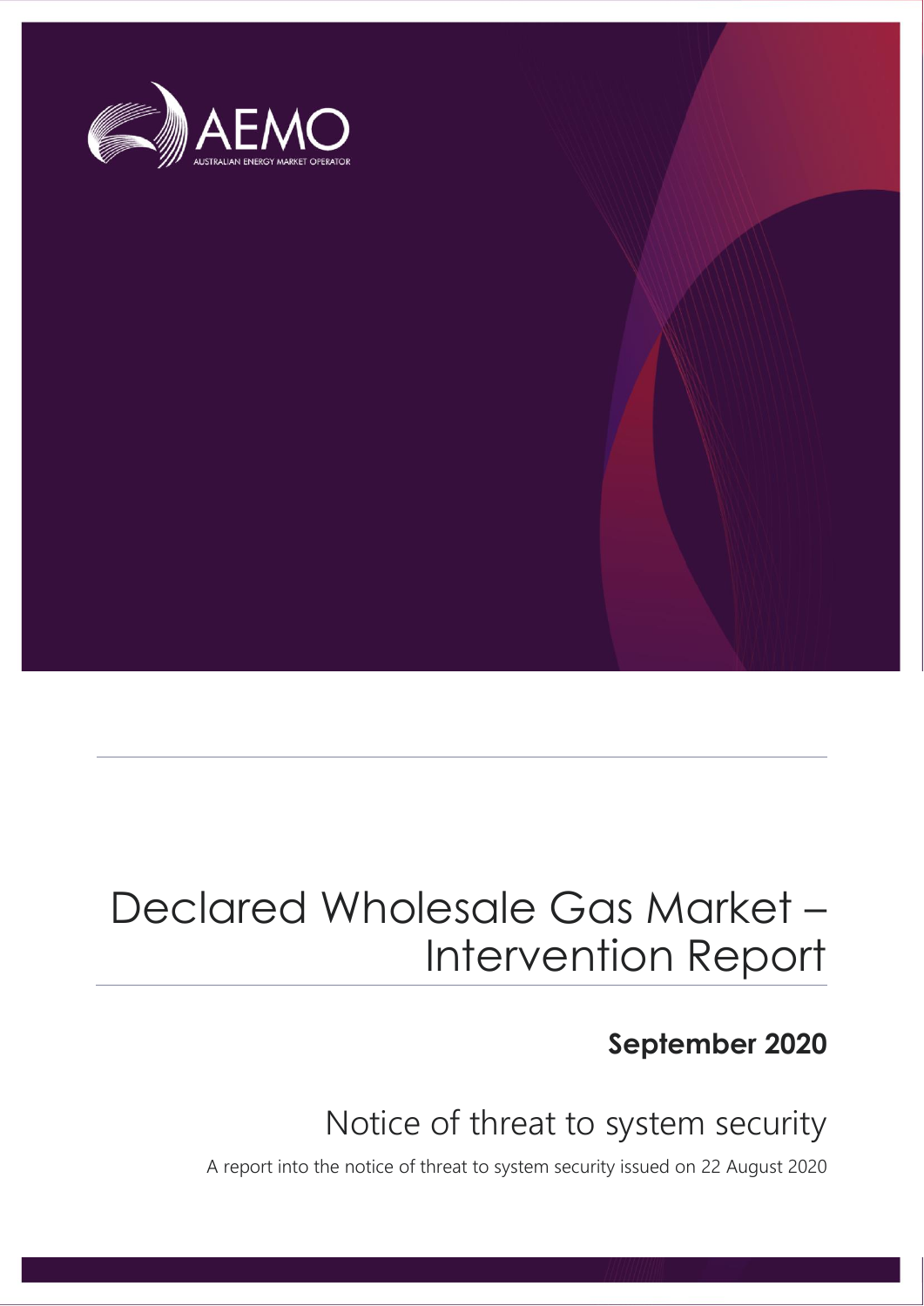AEMO

AUSTRALIAN ENERGY MARKET OPERATOR

# Declared Wholesale Gas Market – Intervention Report

**September 2020**

## Notice of threat to system security

A report into the notice of threat to system security issued on 22 August 2020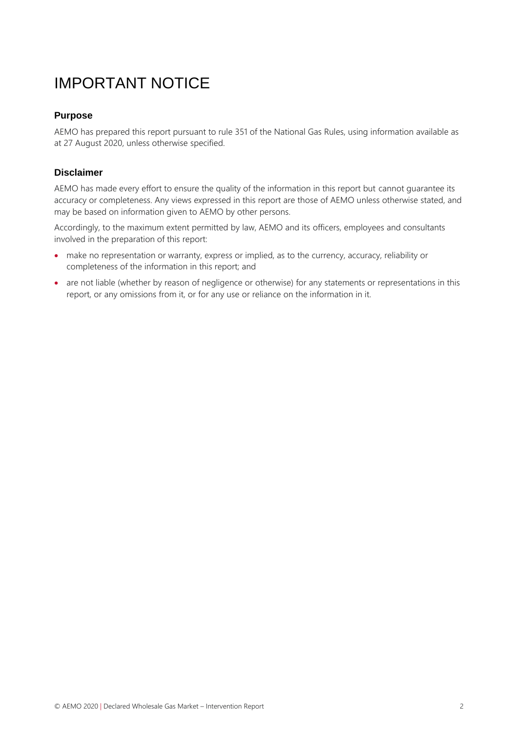# IMPORTANT NOTICE

## Purpose

AEMO has prepared this report pursuant to rule 351 of the National Gas Rules, using information available as at 27 August 2020, unless otherwise specified.

## Disclaimer

AEMO has made every effort to ensure the quality of the information in this report but cannot guarantee its accuracy or completeness. Any views expressed in this report are those of AEMO unless otherwise stated, and may be based on information given to AEMO by other persons.

Accordingly, to the maximum extent permitted by law, AEMO and its officers, employees and consultants involved in the preparation of this report:

- make no representation or warranty, express or implied, as to the currency, accuracy, reliability or completeness of the information in this report; and
- are not liable (whether by reason of negligence or otherwise) for any statements or representations in this report, or any omissions from it, or for any use or reliance on the information in it.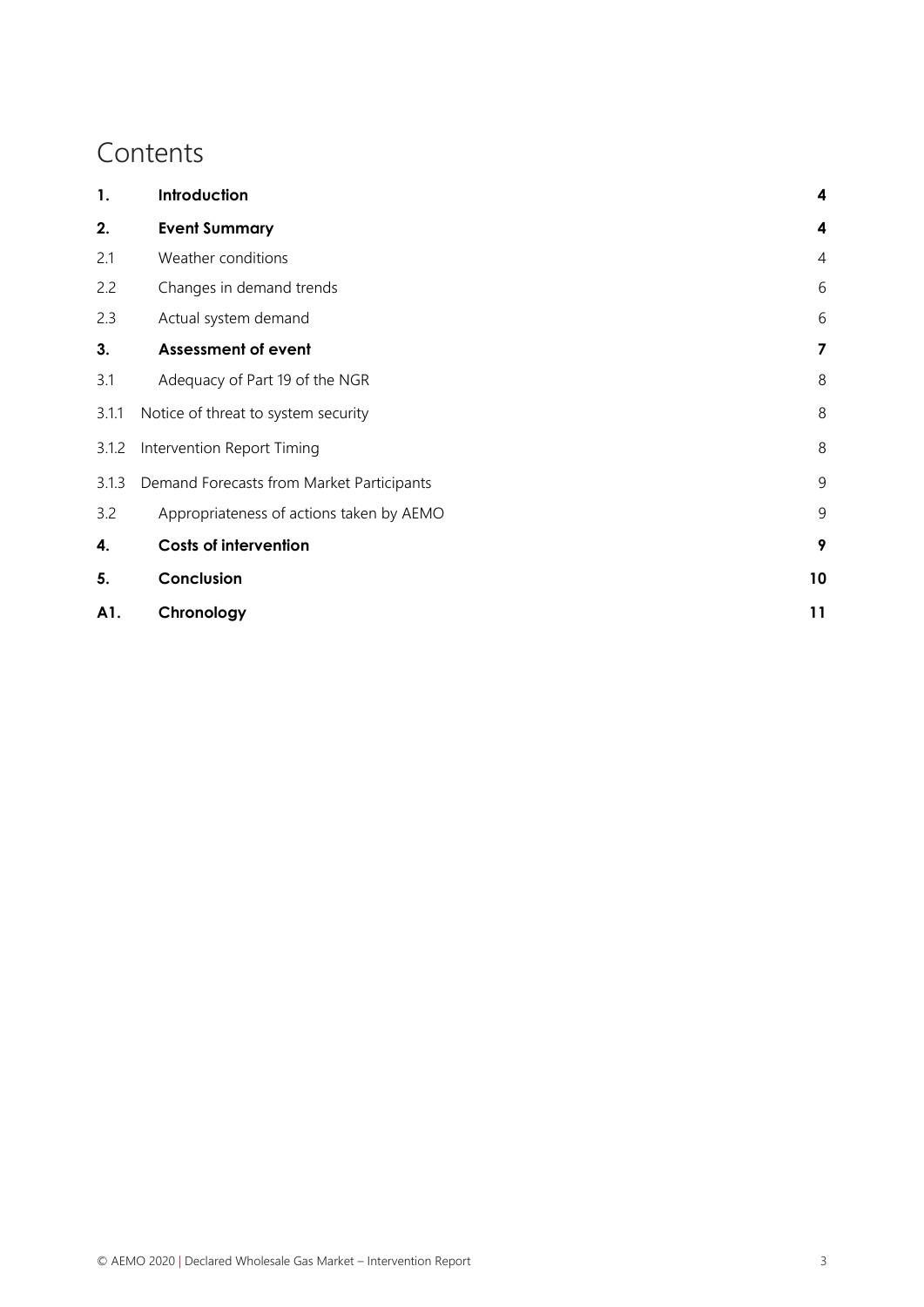# Contents

| | | |
|---|---|---|
| **1.** | **Introduction** | **4** |
| **2.** | **Event Summary** | **4** |
| 2.1 | Weather conditions | 4 |
| 2.2 | Changes in demand trends | 6 |
| 2.3 | Actual system demand | 6 |
| **3.** | **Assessment of event** | **7** |
| 3.1 | Adequacy of Part 19 of the NGR | 8 |
| 3.1.1 | Notice of threat to system security | 8 |
| 3.1.2 | Intervention Report Timing | 8 |
| 3.1.3 | Demand Forecasts from Market Participants | 9 |
| 3.2 | Appropriateness of actions taken by AEMO | 9 |
| **4.** | **Costs of intervention** | **9** |
| **5.** | **Conclusion** | **10** |
| **A1.** | **Chronology** | **11** |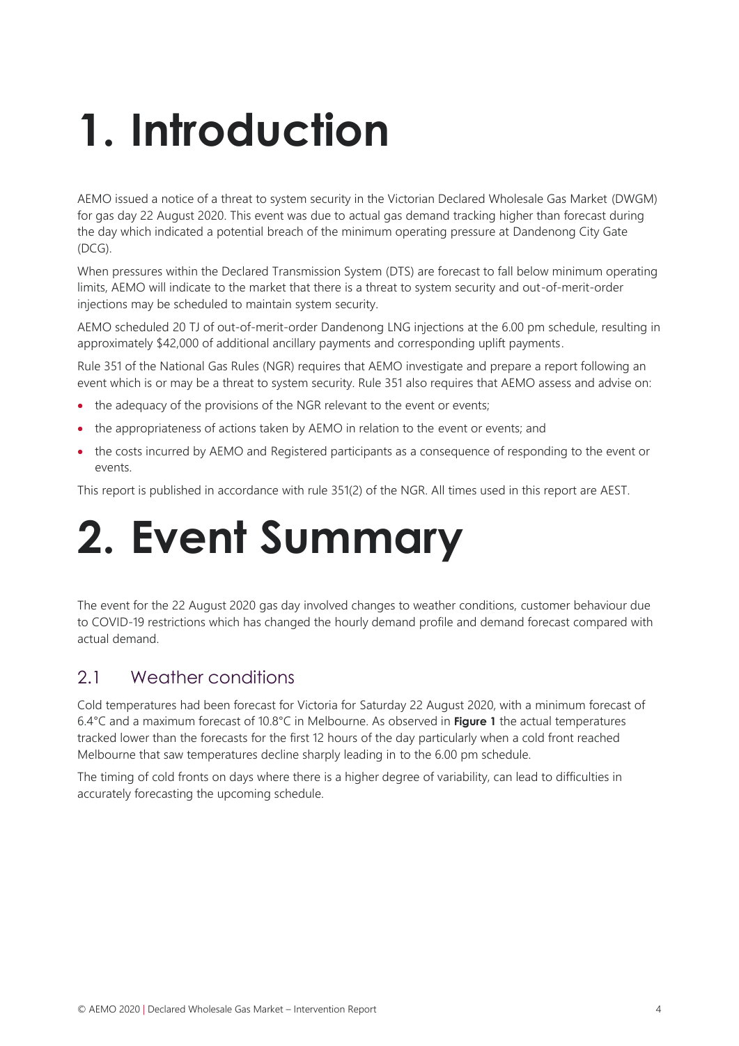# 1. Introduction

AEMO issued a notice of a threat to system security in the Victorian Declared Wholesale Gas Market (DWGM) for gas day 22 August 2020. This event was due to actual gas demand tracking higher than forecast during the day which indicated a potential breach of the minimum operating pressure at Dandenong City Gate (DCG).

When pressures within the Declared Transmission System (DTS) are forecast to fall below minimum operating limits, AEMO will indicate to the market that there is a threat to system security and out-of-merit-order injections may be scheduled to maintain system security.

AEMO scheduled 20 TJ of out-of-merit-order Dandenong LNG injections at the 6.00 pm schedule, resulting in approximately $42,000 of additional ancillary payments and corresponding uplift payments.

Rule 351 of the National Gas Rules (NGR) requires that AEMO investigate and prepare a report following an event which is or may be a threat to system security. Rule 351 also requires that AEMO assess and advise on:

- the adequacy of the provisions of the NGR relevant to the event or events;
- the appropriateness of actions taken by AEMO in relation to the event or events; and
- the costs incurred by AEMO and Registered participants as a consequence of responding to the event or events.

This report is published in accordance with rule 351(2) of the NGR. All times used in this report are AEST.

# 2. Event Summary

The event for the 22 August 2020 gas day involved changes to weather conditions, customer behaviour due to COVID-19 restrictions which has changed the hourly demand profile and demand forecast compared with actual demand.

## 2.1 Weather conditions

Cold temperatures had been forecast for Victoria for Saturday 22 August 2020, with a minimum forecast of 6.4°C and a maximum forecast of 10.8°C in Melbourne. As observed in **Figure 1** the actual temperatures tracked lower than the forecasts for the first 12 hours of the day particularly when a cold front reached Melbourne that saw temperatures decline sharply leading in to the 6.00 pm schedule.

The timing of cold fronts on days where there is a higher degree of variability, can lead to difficulties in accurately forecasting the upcoming schedule.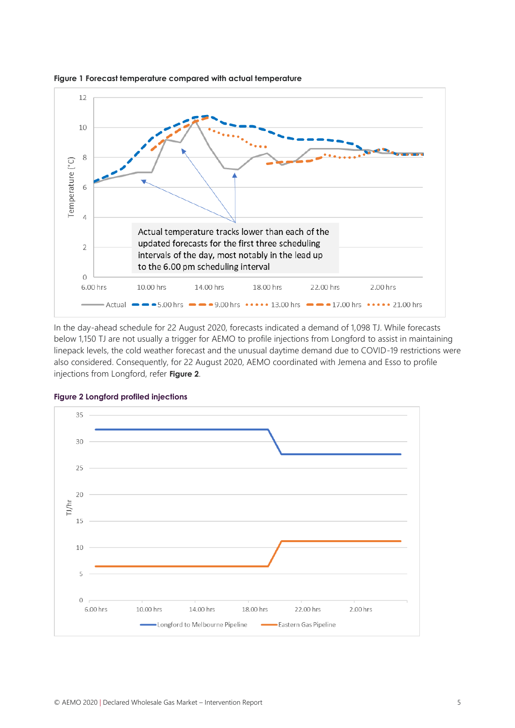**Figure 1 Forecast temperature compared with actual temperature**

**Figure 2 Longford profiled injections**

In the day-ahead schedule for 22 August 2020, forecasts indicated a demand of 1,098 TJ. While forecasts below 1,150 TJ are not usually a trigger for AEMO to profile injections from Longford to assist in maintaining linepack levels, the cold weather forecast and the unusual daytime demand due to COVID-19 restrictions were also considered. Consequently, for 22 August 2020, AEMO coordinated with Jemena and Esso to profile injections from Longford, refer **Figure 2**.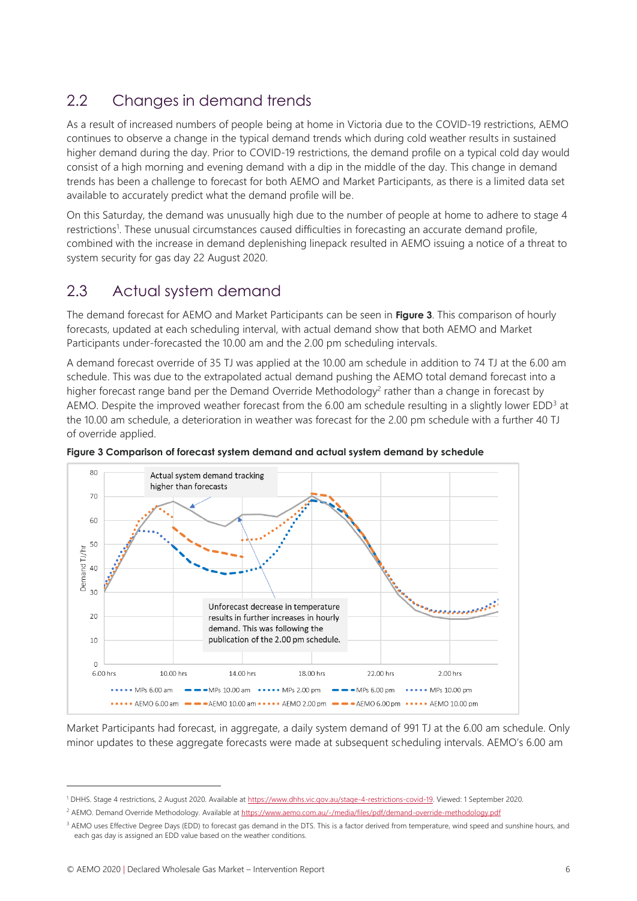## 2.2 Changes in demand trends

As a result of increased numbers of people being at home in Victoria due to the COVID-19 restrictions, AEMO continues to observe a change in the typical demand trends which during cold weather results in sustained higher demand during the day. Prior to COVID-19 restrictions, the demand profile on a typical cold day would consist of a high morning and evening demand with a dip in the middle of the day. This change in demand trends has been a challenge to forecast for both AEMO and Market Participants, as there is a limited data set available to accurately predict what the demand profile will be.

On this Saturday, the demand was unusually high due to the number of people at home to adhere to stage 4 restrictions[1]. These unusual circumstances caused difficulties in forecasting an accurate demand profile, combined with the increase in demand deplenishing linepack resulted in AEMO issuing a notice of a threat to system security for gas day 22 August 2020.

## 2.3 Actual system demand

The demand forecast for AEMO and Market Participants can be seen in **Figure 3**. This comparison of hourly forecasts, updated at each scheduling interval, with actual demand show that both AEMO and Market Participants under-forecasted the 10.00 am and the 2.00 pm scheduling intervals.

A demand forecast override of 35 TJ was applied at the 10.00 am schedule in addition to 74 TJ at the 6.00 am schedule. This was due to the extrapolated actual demand pushing the AEMO total demand forecast into a higher forecast range band per the Demand Override Methodology[2] rather than a change in forecast by AEMO. Despite the improved weather forecast from the 6.00 am schedule resulting in a slightly lower EDD[3] at the 10.00 am schedule, a deterioration in weather was forecast for the 2.00 pm schedule with a further 40 TJ of override applied.

**Figure 3 Comparison of forecast system demand and actual system demand by schedule**

Market Participants had forecast, in aggregate, a daily system demand of 991 TJ at the 6.00 am schedule. Only minor updates to these aggregate forecasts were made at subsequent scheduling intervals. AEMO's 6.00 am

---

[1] DHHS. Stage 4 restrictions, 2 August 2020. Available at https://www.dhhs.vic.gov.au/stage-4-restrictions-covid-19. Viewed: 1 September 2020.

[2] AEMO. Demand Override Methodology. Available at https://www.aemo.com.au/-/media/files/pdf/demand-override-methodology.pdf

[3] AEMO uses Effective Degree Days (EDD) to forecast gas demand in the DTS. This is a factor derived from temperature, wind speed and sunshine hours, and each gas day is assigned an EDD value based on the weather conditions.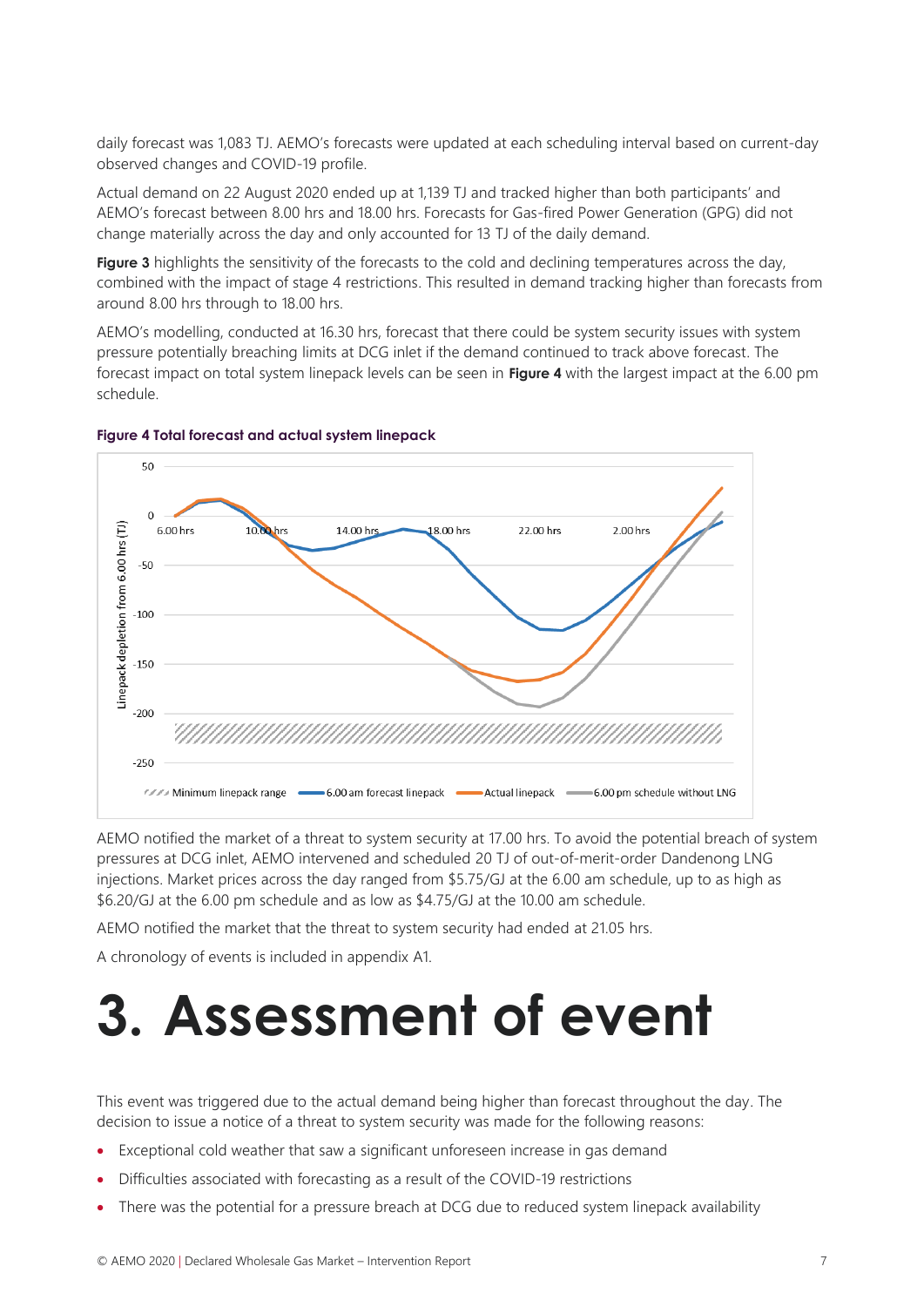daily forecast was 1,083 TJ. AEMO's forecasts were updated at each scheduling interval based on current-day observed changes and COVID-19 profile.

Actual demand on 22 August 2020 ended up at 1,139 TJ and tracked higher than both participants' and AEMO's forecast between 8.00 hrs and 18.00 hrs. Forecasts for Gas-fired Power Generation (GPG) did not change materially across the day and only accounted for 13 TJ of the daily demand.

**Figure 3** highlights the sensitivity of the forecasts to the cold and declining temperatures across the day, combined with the impact of stage 4 restrictions. This resulted in demand tracking higher than forecasts from around 8.00 hrs through to 18.00 hrs.

AEMO's modelling, conducted at 16.30 hrs, forecast that there could be system security issues with system pressure potentially breaching limits at DCG inlet if the demand continued to track above forecast. The forecast impact on total system linepack levels can be seen in **Figure 4** with the largest impact at the 6.00 pm schedule.

**Figure 4 Total forecast and actual system linepack**

AEMO notified the market of a threat to system security at 17.00 hrs. To avoid the potential breach of system pressures at DCG inlet, AEMO intervened and scheduled 20 TJ of out-of-merit-order Dandenong LNG injections. Market prices across the day ranged from $5.75/GJ at the 6.00 am schedule, up to as high as $6.20/GJ at the 6.00 pm schedule and as low as $4.75/GJ at the 10.00 am schedule.

AEMO notified the market that the threat to system security had ended at 21.05 hrs.

A chronology of events is included in appendix A1.

# 3. Assessment of event

This event was triggered due to the actual demand being higher than forecast throughout the day. The decision to issue a notice of a threat to system security was made for the following reasons:

- Exceptional cold weather that saw a significant unforeseen increase in gas demand
- Difficulties associated with forecasting as a result of the COVID-19 restrictions
- There was the potential for a pressure breach at DCG due to reduced system linepack availability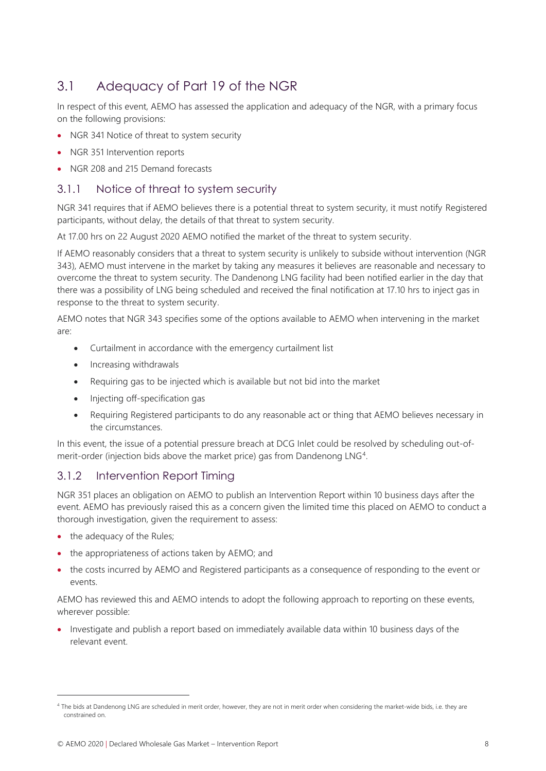## 3.1 Adequacy of Part 19 of the NGR

In respect of this event, AEMO has assessed the application and adequacy of the NGR, with a primary focus on the following provisions:

- NGR 341 Notice of threat to system security
- NGR 351 Intervention reports
- NGR 208 and 215 Demand forecasts

### 3.1.1 Notice of threat to system security

NGR 341 requires that if AEMO believes there is a potential threat to system security, it must notify Registered participants, without delay, the details of that threat to system security.

At 17.00 hrs on 22 August 2020 AEMO notified the market of the threat to system security.

If AEMO reasonably considers that a threat to system security is unlikely to subside without intervention (NGR 343), AEMO must intervene in the market by taking any measures it believes are reasonable and necessary to overcome the threat to system security. The Dandenong LNG facility had been notified earlier in the day that there was a possibility of LNG being scheduled and received the final notification at 17.10 hrs to inject gas in response to the threat to system security.

AEMO notes that NGR 343 specifies some of the options available to AEMO when intervening in the market are:

- Curtailment in accordance with the emergency curtailment list
- Increasing withdrawals
- Requiring gas to be injected which is available but not bid into the market
- Injecting off-specification gas
- Requiring Registered participants to do any reasonable act or thing that AEMO believes necessary in the circumstances.

In this event, the issue of a potential pressure breach at DCG Inlet could be resolved by scheduling out-of-merit-order (injection bids above the market price) gas from Dandenong LNG[4].

### 3.1.2 Intervention Report Timing

NGR 351 places an obligation on AEMO to publish an Intervention Report within 10 business days after the event. AEMO has previously raised this as a concern given the limited time this placed on AEMO to conduct a thorough investigation, given the requirement to assess:

- the adequacy of the Rules;
- the appropriateness of actions taken by AEMO; and
- the costs incurred by AEMO and Registered participants as a consequence of responding to the event or events.

AEMO has reviewed this and AEMO intends to adopt the following approach to reporting on these events, wherever possible:

- Investigate and publish a report based on immediately available data within 10 business days of the relevant event.

[4] The bids at Dandenong LNG are scheduled in merit order, however, they are not in merit order when considering the market-wide bids, i.e. they are constrained on.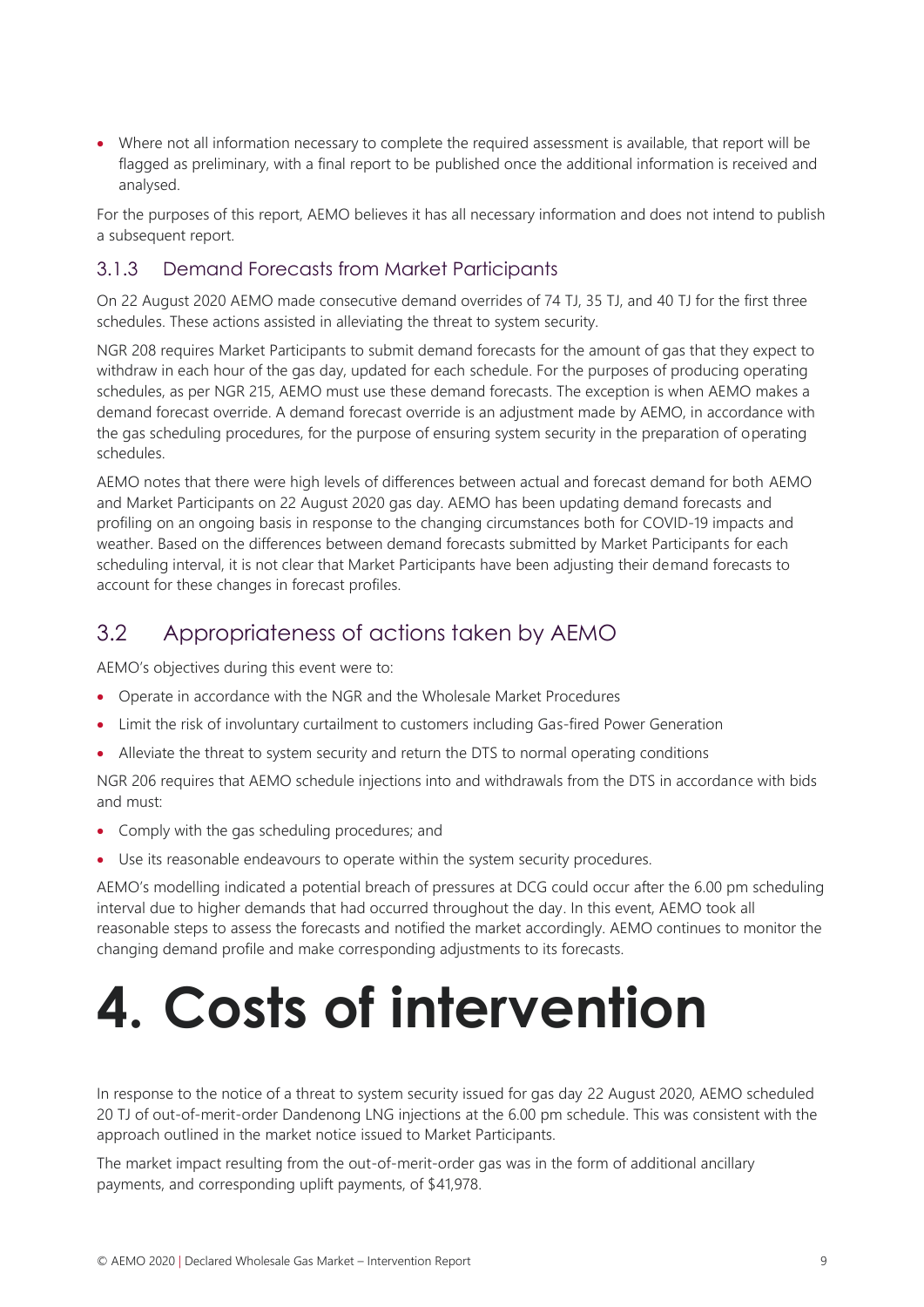- Where not all information necessary to complete the required assessment is available, that report will be flagged as preliminary, with a final report to be published once the additional information is received and analysed.

For the purposes of this report, AEMO believes it has all necessary information and does not intend to publish a subsequent report.

### 3.1.3 Demand Forecasts from Market Participants

On 22 August 2020 AEMO made consecutive demand overrides of 74 TJ, 35 TJ, and 40 TJ for the first three schedules. These actions assisted in alleviating the threat to system security.

NGR 208 requires Market Participants to submit demand forecasts for the amount of gas that they expect to withdraw in each hour of the gas day, updated for each schedule. For the purposes of producing operating schedules, as per NGR 215, AEMO must use these demand forecasts. The exception is when AEMO makes a demand forecast override. A demand forecast override is an adjustment made by AEMO, in accordance with the gas scheduling procedures, for the purpose of ensuring system security in the preparation of operating schedules.

AEMO notes that there were high levels of differences between actual and forecast demand for both AEMO and Market Participants on 22 August 2020 gas day. AEMO has been updating demand forecasts and profiling on an ongoing basis in response to the changing circumstances both for COVID-19 impacts and weather. Based on the differences between demand forecasts submitted by Market Participants for each scheduling interval, it is not clear that Market Participants have been adjusting their demand forecasts to account for these changes in forecast profiles.

## 3.2 Appropriateness of actions taken by AEMO

AEMO's objectives during this event were to:

- Operate in accordance with the NGR and the Wholesale Market Procedures
- Limit the risk of involuntary curtailment to customers including Gas-fired Power Generation
- Alleviate the threat to system security and return the DTS to normal operating conditions

NGR 206 requires that AEMO schedule injections into and withdrawals from the DTS in accordance with bids and must:

- Comply with the gas scheduling procedures; and
- Use its reasonable endeavours to operate within the system security procedures.

AEMO's modelling indicated a potential breach of pressures at DCG could occur after the 6.00 pm scheduling interval due to higher demands that had occurred throughout the day. In this event, AEMO took all reasonable steps to assess the forecasts and notified the market accordingly. AEMO continues to monitor the changing demand profile and make corresponding adjustments to its forecasts.

# 4. Costs of intervention

In response to the notice of a threat to system security issued for gas day 22 August 2020, AEMO scheduled 20 TJ of out-of-merit-order Dandenong LNG injections at the 6.00 pm schedule. This was consistent with the approach outlined in the market notice issued to Market Participants.

The market impact resulting from the out-of-merit-order gas was in the form of additional ancillary payments, and corresponding uplift payments, of $41,978.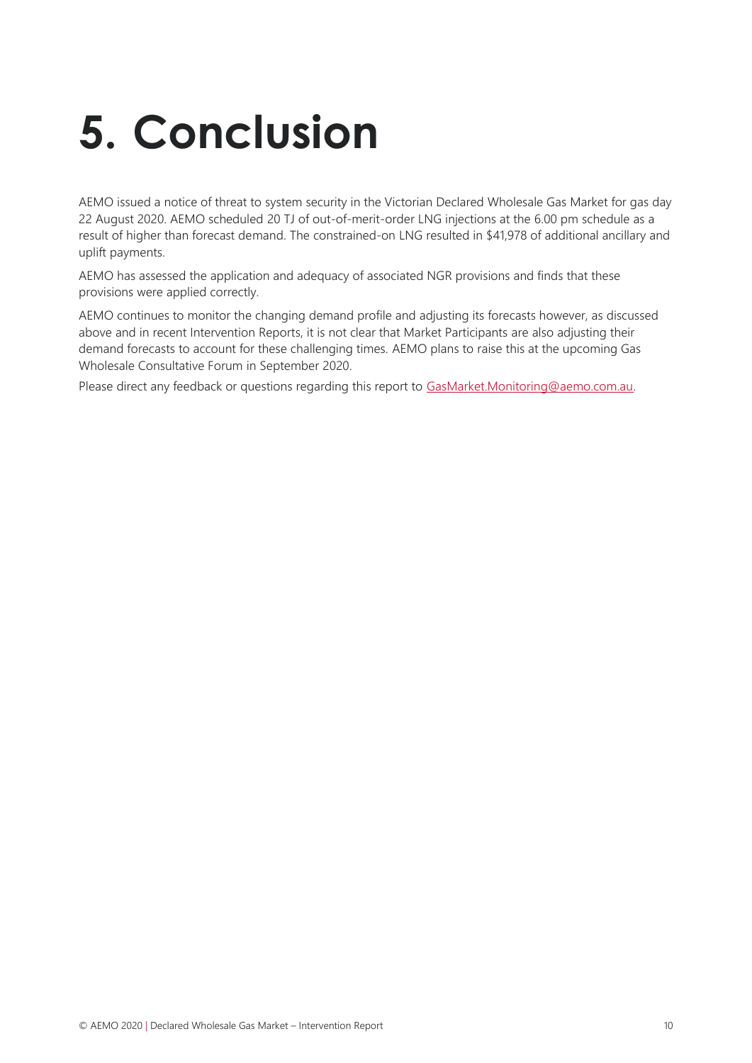# 5. Conclusion

AEMO issued a notice of threat to system security in the Victorian Declared Wholesale Gas Market for gas day 22 August 2020. AEMO scheduled 20 TJ of out-of-merit-order LNG injections at the 6.00 pm schedule as a result of higher than forecast demand. The constrained-on LNG resulted in $41,978 of additional ancillary and uplift payments.

AEMO has assessed the application and adequacy of associated NGR provisions and finds that these provisions were applied correctly.

AEMO continues to monitor the changing demand profile and adjusting its forecasts however, as discussed above and in recent Intervention Reports, it is not clear that Market Participants are also adjusting their demand forecasts to account for these challenging times. AEMO plans to raise this at the upcoming Gas Wholesale Consultative Forum in September 2020.

Please direct any feedback or questions regarding this report to GasMarket.Monitoring@aemo.com.au.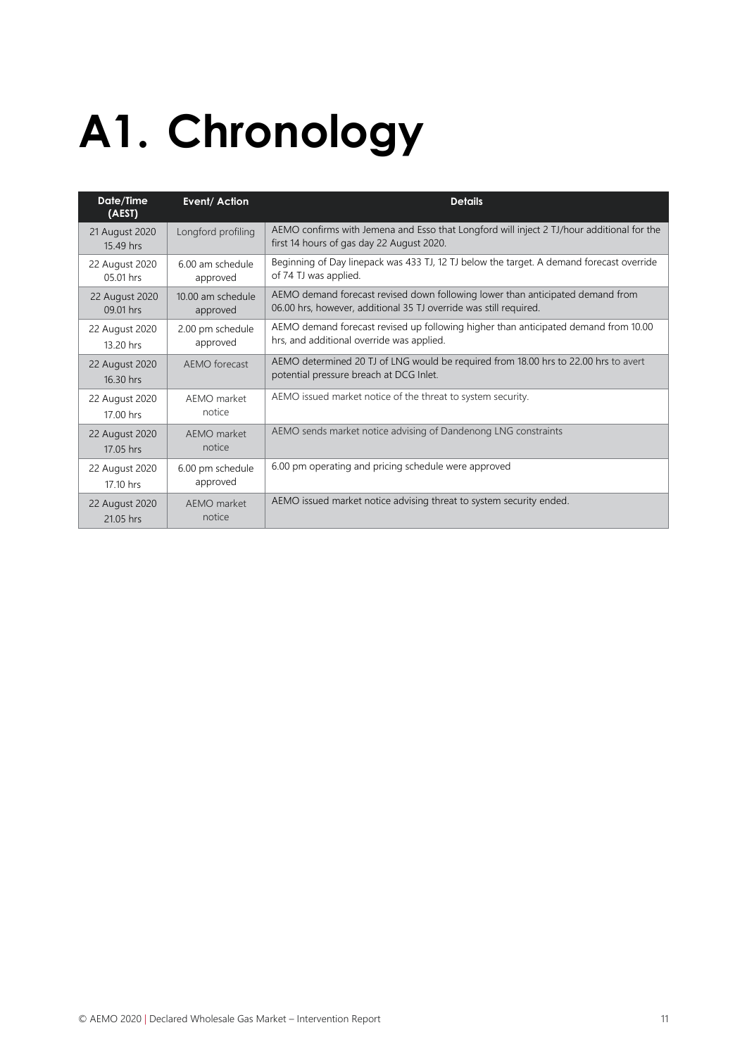# A1. Chronology

| Date/Time (AEST) | Event/ Action | Details |
| --- | --- | --- |
| 21 August 2020 15.49 hrs | Longford profiling | AEMO confirms with Jemena and Esso that Longford will inject 2 TJ/hour additional for the first 14 hours of gas day 22 August 2020. |
| 22 August 2020 05.01 hrs | 6.00 am schedule approved | Beginning of Day linepack was 433 TJ, 12 TJ below the target. A demand forecast override of 74 TJ was applied. |
| 22 August 2020 09.01 hrs | 10.00 am schedule approved | AEMO demand forecast revised down following lower than anticipated demand from 06.00 hrs, however, additional 35 TJ override was still required. |
| 22 August 2020 13.20 hrs | 2.00 pm schedule approved | AEMO demand forecast revised up following higher than anticipated demand from 10.00 hrs, and additional override was applied. |
| 22 August 2020 16.30 hrs | AEMO forecast | AEMO determined 20 TJ of LNG would be required from 18.00 hrs to 22.00 hrs to avert potential pressure breach at DCG Inlet. |
| 22 August 2020 17.00 hrs | AEMO market notice | AEMO issued market notice of the threat to system security. |
| 22 August 2020 17.05 hrs | AEMO market notice | AEMO sends market notice advising of Dandenong LNG constraints |
| 22 August 2020 17.10 hrs | 6.00 pm schedule approved | 6.00 pm operating and pricing schedule were approved |
| 22 August 2020 21.05 hrs | AEMO market notice | AEMO issued market notice advising threat to system security ended. |